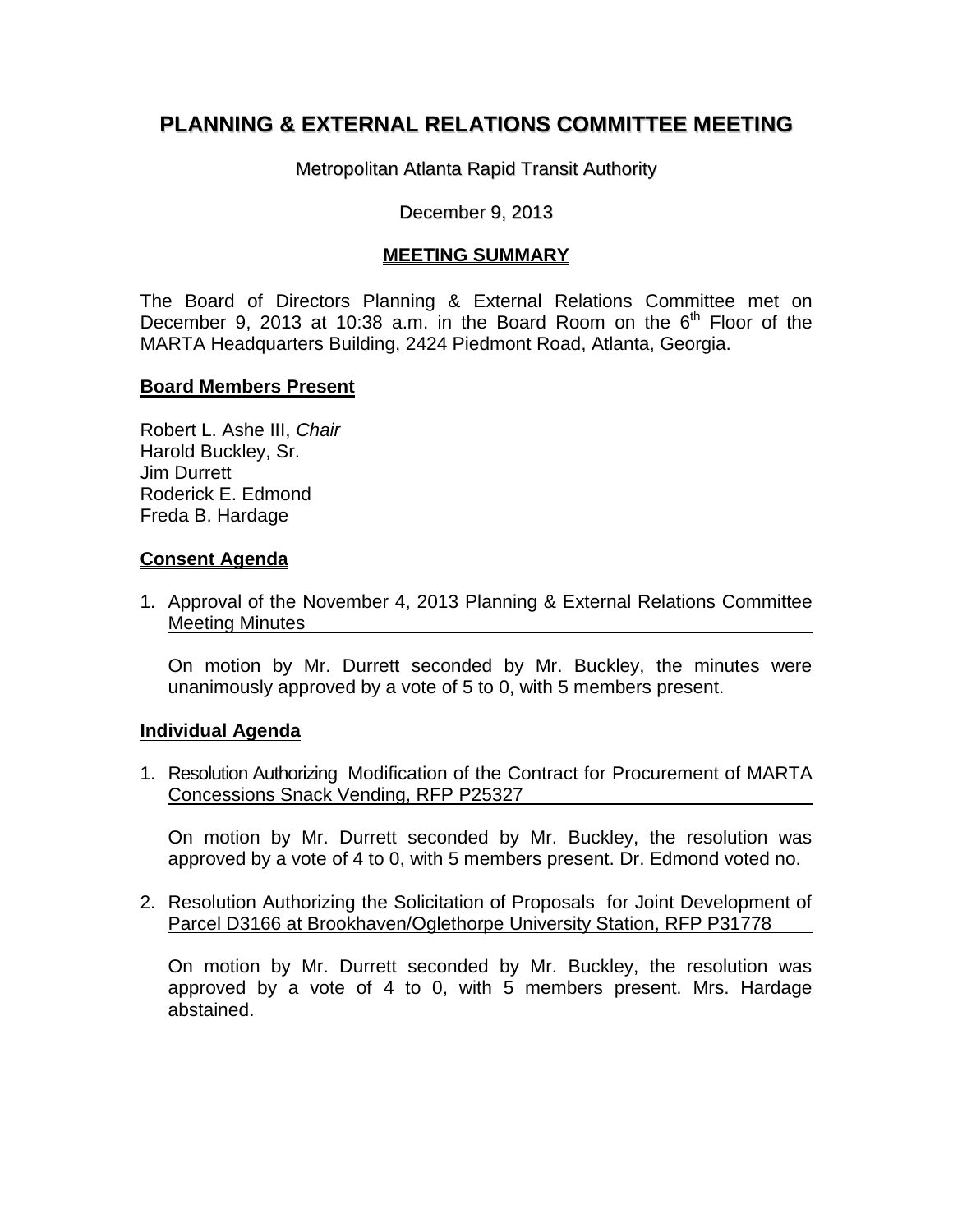# PLANNING & EXTERNAL RELATIONS COMMITTEE MEETING

Metropolitan Atlanta Rapid Transit Authority

December 9, 2013

## MEETING SUMMARY

The Board of Directors Planning & External Relations Committee met on December 9, 2013 at 10:38 a.m. in the Board Room on the 6th Floor of the MARTA Headquarters Building, 2424 Piedmont Road, Atlanta, Georgia.

### Board Members Present

Robert L. Ashe III, *Chair*
Harold Buckley, Sr.
Jim Durrett
Roderick E. Edmond
Freda B. Hardage

### Consent Agenda

1. Approval of the November 4, 2013 Planning & External Relations Committee Meeting Minutes

   On motion by Mr. Durrett seconded by Mr. Buckley, the minutes were unanimously approved by a vote of 5 to 0, with 5 members present.

### Individual Agenda

1. Resolution Authorizing Modification of the Contract for Procurement of MARTA Concessions Snack Vending, RFP P25327

   On motion by Mr. Durrett seconded by Mr. Buckley, the resolution was approved by a vote of 4 to 0, with 5 members present. Dr. Edmond voted no.

2. Resolution Authorizing the Solicitation of Proposals for Joint Development of Parcel D3166 at Brookhaven/Oglethorpe University Station, RFP P31778

   On motion by Mr. Durrett seconded by Mr. Buckley, the resolution was approved by a vote of 4 to 0, with 5 members present. Mrs. Hardage abstained.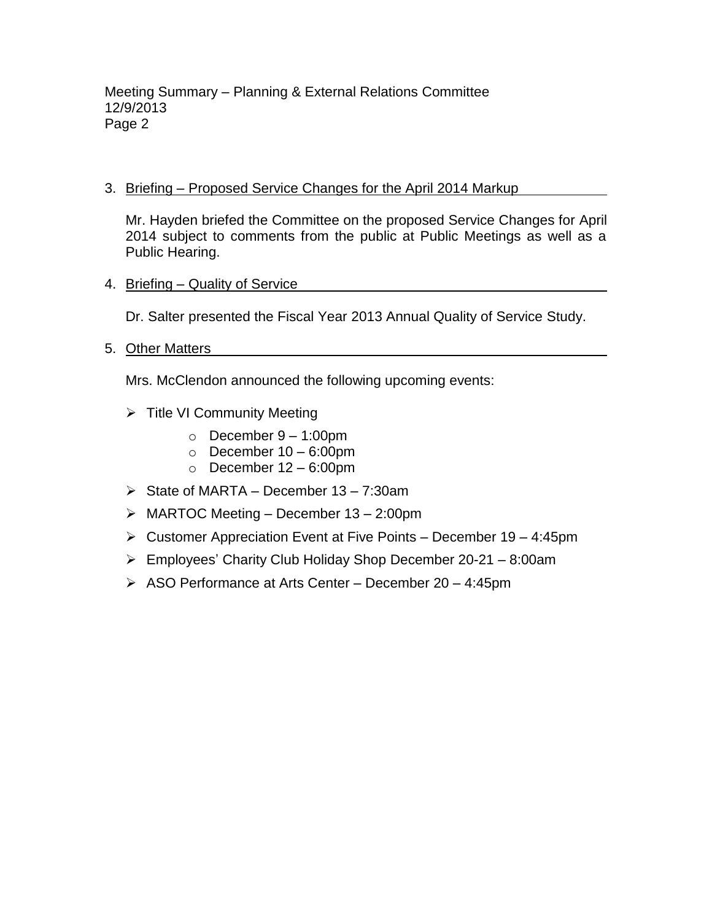3. Briefing – Proposed Service Changes for the April 2014 Markup

   Mr. Hayden briefed the Committee on the proposed Service Changes for April 2014 subject to comments from the public at Public Meetings as well as a Public Hearing.

4. Briefing – Quality of Service

   Dr. Salter presented the Fiscal Year 2013 Annual Quality of Service Study.

5. Other Matters

   Mrs. McClendon announced the following upcoming events:

   - Title VI Community Meeting
     - December 9 – 1:00pm
     - December 10 – 6:00pm
     - December 12 – 6:00pm
   - State of MARTA – December 13 – 7:30am
   - MARTOC Meeting – December 13 – 2:00pm
   - Customer Appreciation Event at Five Points – December 19 – 4:45pm
   - Employees' Charity Club Holiday Shop December 20-21 – 8:00am
   - ASO Performance at Arts Center – December 20 – 4:45pm